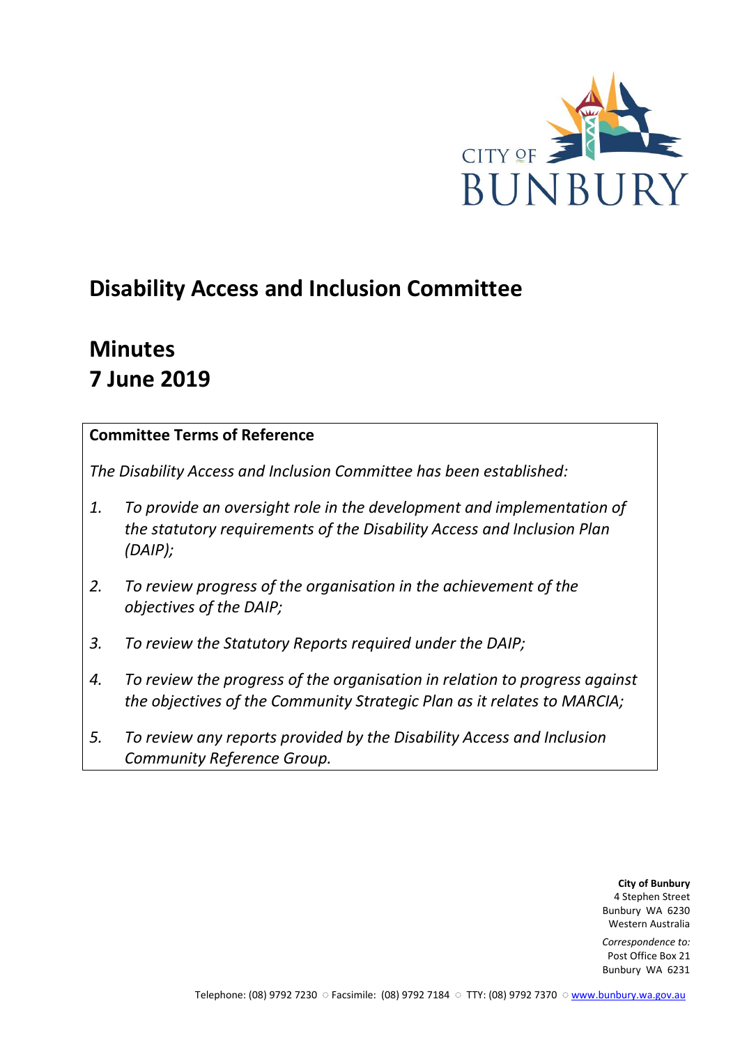CITY OF BUNBURY

# Disability Access and Inclusion Committee

# Minutes
# 7 June 2019

**Committee Terms of Reference**

*The Disability Access and Inclusion Committee has been established:*

1. *To provide an oversight role in the development and implementation of the statutory requirements of the Disability Access and Inclusion Plan (DAIP);*
2. *To review progress of the organisation in the achievement of the objectives of the DAIP;*
3. *To review the Statutory Reports required under the DAIP;*
4. *To review the progress of the organisation in relation to progress against the objectives of the Community Strategic Plan as it relates to MARCIA;*
5. *To review any reports provided by the Disability Access and Inclusion Community Reference Group.*

**City of Bunbury**
4 Stephen Street
Bunbury WA 6230
Western Australia

*Correspondence to:*
Post Office Box 21
Bunbury WA 6231

Telephone: (08) 9792 7230 ○ Facsimile: (08) 9792 7184 ○ TTY: (08) 9792 7370 ○ www.bunbury.wa.gov.au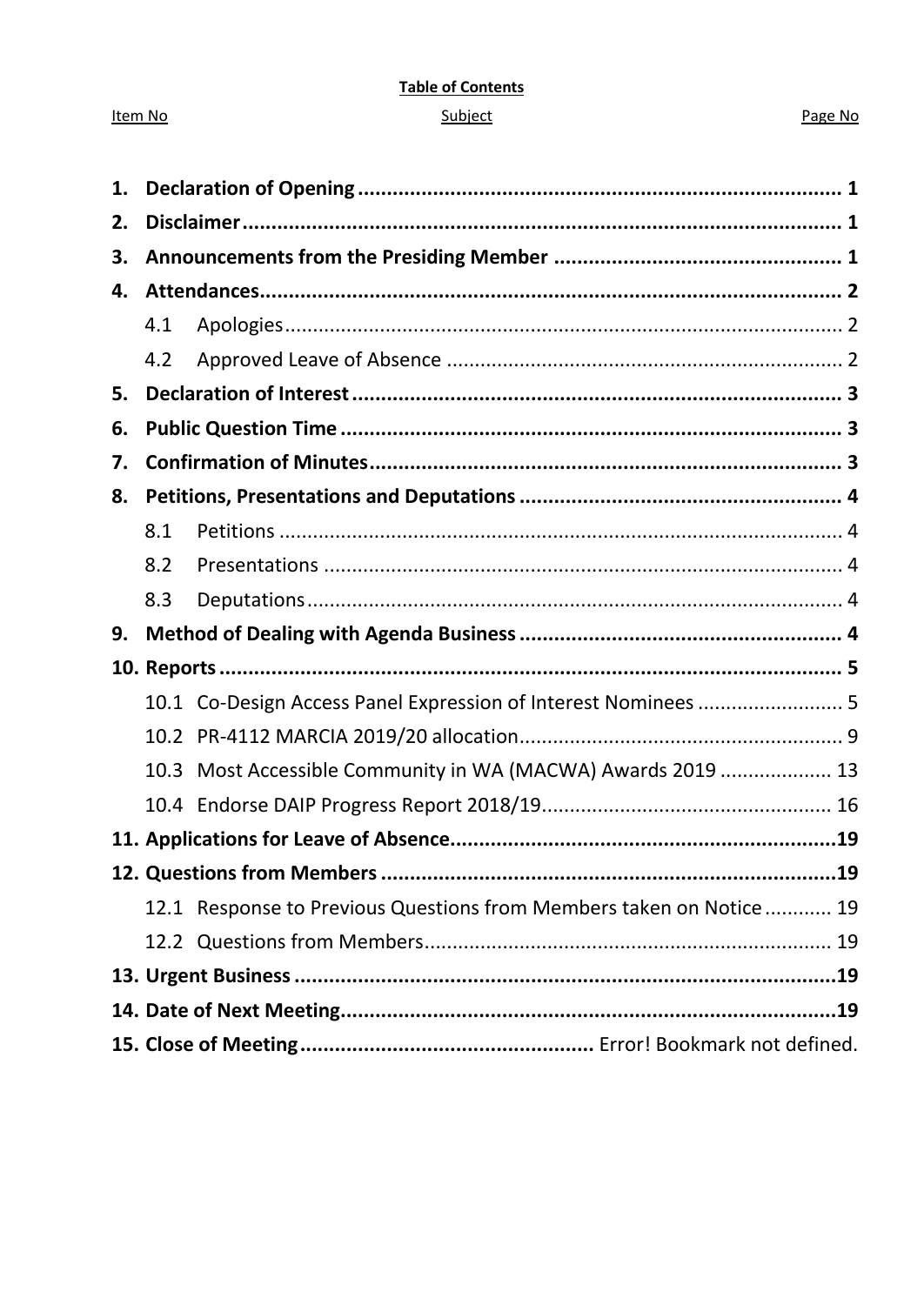**Table of Contents**

| Item No | Subject | Page No |
|---|---|---|
| **1.** | **Declaration of Opening** | **1** |
| **2.** | **Disclaimer** | **1** |
| **3.** | **Announcements from the Presiding Member** | **1** |
| **4.** | **Attendances** | **2** |
| 4.1 | Apologies | 2 |
| 4.2 | Approved Leave of Absence | 2 |
| **5.** | **Declaration of Interest** | **3** |
| **6.** | **Public Question Time** | **3** |
| **7.** | **Confirmation of Minutes** | **3** |
| **8.** | **Petitions, Presentations and Deputations** | **4** |
| 8.1 | Petitions | 4 |
| 8.2 | Presentations | 4 |
| 8.3 | Deputations | 4 |
| **9.** | **Method of Dealing with Agenda Business** | **4** |
| **10.** | **Reports** | **5** |
| 10.1 | Co-Design Access Panel Expression of Interest Nominees | 5 |
| 10.2 | PR-4112 MARCIA 2019/20 allocation | 9 |
| 10.3 | Most Accessible Community in WA (MACWA) Awards 2019 | 13 |
| 10.4 | Endorse DAIP Progress Report 2018/19 | 16 |
| **11.** | **Applications for Leave of Absence** | **19** |
| **12.** | **Questions from Members** | **19** |
| 12.1 | Response to Previous Questions from Members taken on Notice | 19 |
| 12.2 | Questions from Members | 19 |
| **13.** | **Urgent Business** | **19** |
| **14.** | **Date of Next Meeting** | **19** |
| **15.** | **Close of Meeting** | Error! Bookmark not defined. |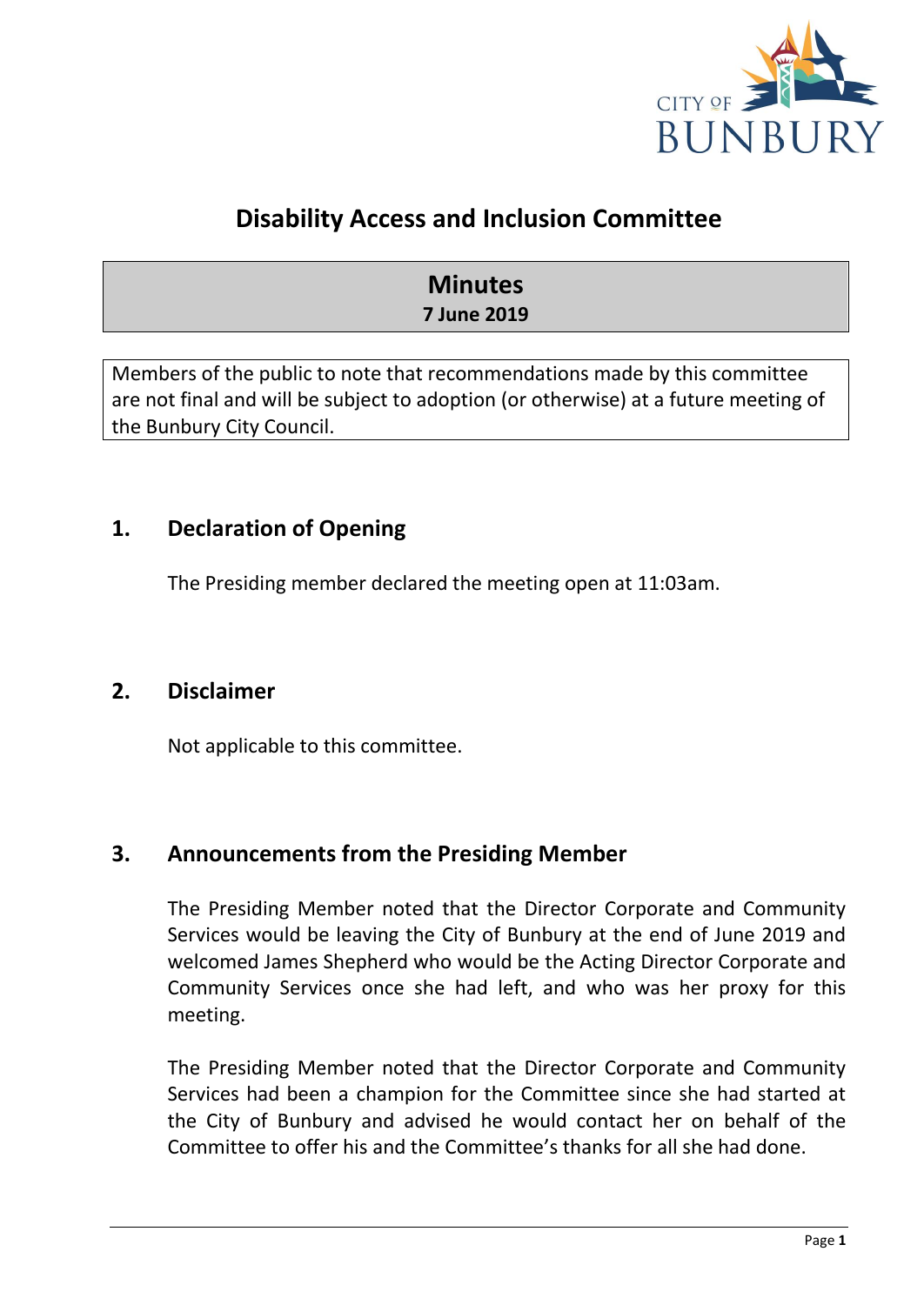# Disability Access and Inclusion Committee

## Minutes
**7 June 2019**

Members of the public to note that recommendations made by this committee are not final and will be subject to adoption (or otherwise) at a future meeting of the Bunbury City Council.

## 1. Declaration of Opening

The Presiding member declared the meeting open at 11:03am.

## 2. Disclaimer

Not applicable to this committee.

## 3. Announcements from the Presiding Member

The Presiding Member noted that the Director Corporate and Community Services would be leaving the City of Bunbury at the end of June 2019 and welcomed James Shepherd who would be the Acting Director Corporate and Community Services once she had left, and who was her proxy for this meeting.

The Presiding Member noted that the Director Corporate and Community Services had been a champion for the Committee since she had started at the City of Bunbury and advised he would contact her on behalf of the Committee to offer his and the Committee's thanks for all she had done.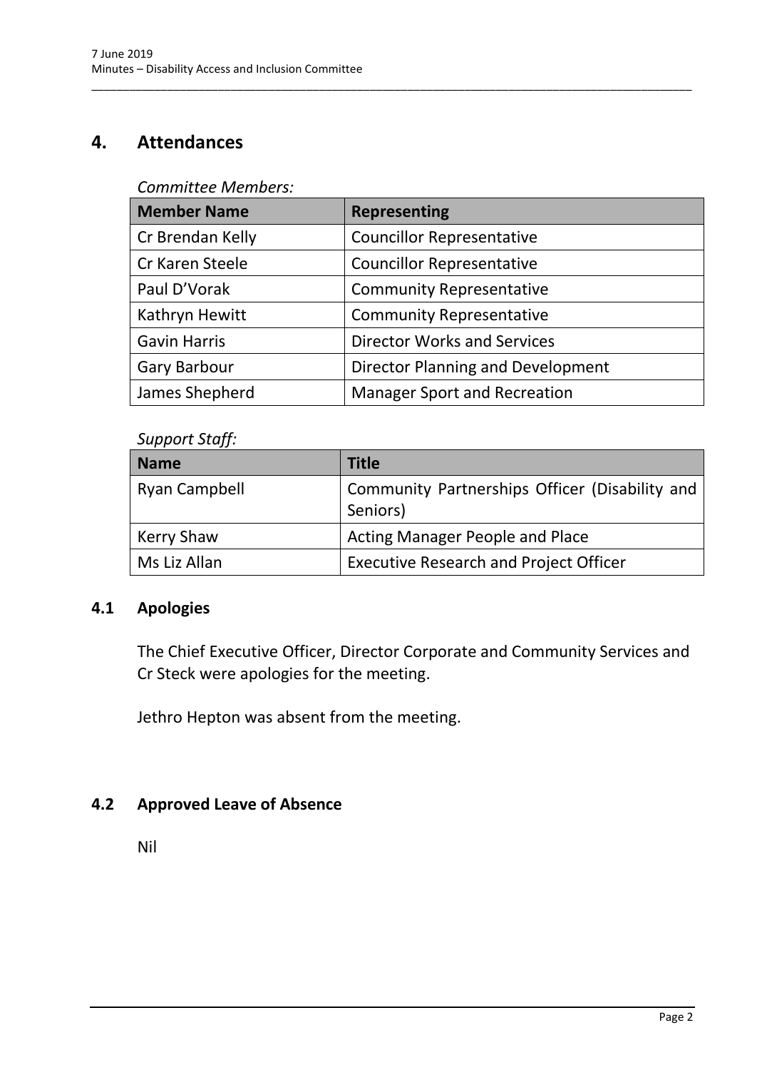## 4. Attendances

*Committee Members:*

| Member Name | Representing |
|---|---|
| Cr Brendan Kelly | Councillor Representative |
| Cr Karen Steele | Councillor Representative |
| Paul D'Vorak | Community Representative |
| Kathryn Hewitt | Community Representative |
| Gavin Harris | Director Works and Services |
| Gary Barbour | Director Planning and Development |
| James Shepherd | Manager Sport and Recreation |

*Support Staff:*

| Name | Title |
|---|---|
| Ryan Campbell | Community Partnerships Officer (Disability and Seniors) |
| Kerry Shaw | Acting Manager People and Place |
| Ms Liz Allan | Executive Research and Project Officer |

### 4.1 Apologies

The Chief Executive Officer, Director Corporate and Community Services and Cr Steck were apologies for the meeting.

Jethro Hepton was absent from the meeting.

### 4.2 Approved Leave of Absence

Nil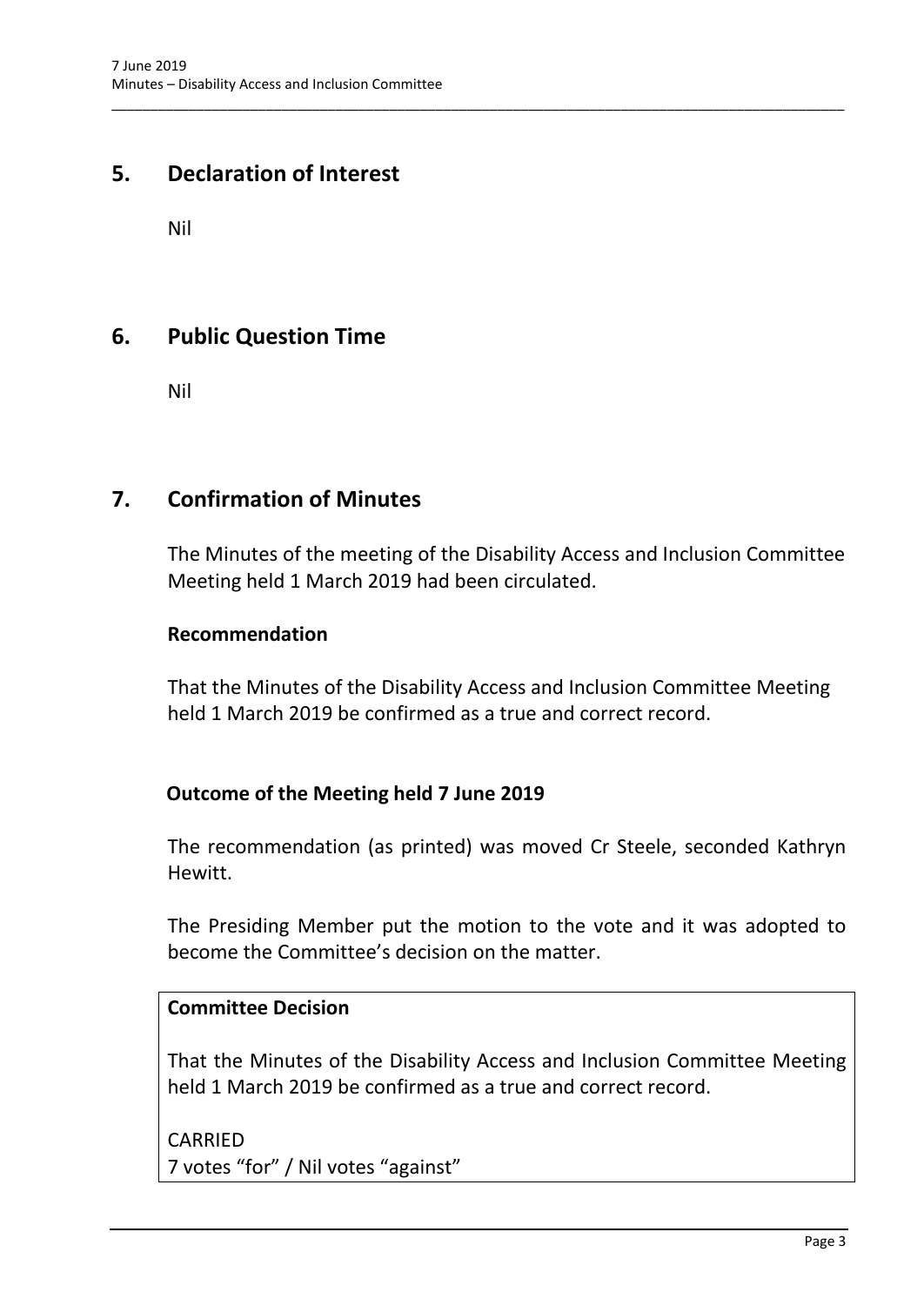## 5. Declaration of Interest

Nil

## 6. Public Question Time

Nil

## 7. Confirmation of Minutes

The Minutes of the meeting of the Disability Access and Inclusion Committee Meeting held 1 March 2019 had been circulated.

**Recommendation**

That the Minutes of the Disability Access and Inclusion Committee Meeting held 1 March 2019 be confirmed as a true and correct record.

**Outcome of the Meeting held 7 June 2019**

The recommendation (as printed) was moved Cr Steele, seconded Kathryn Hewitt.

The Presiding Member put the motion to the vote and it was adopted to become the Committee's decision on the matter.

**Committee Decision**

That the Minutes of the Disability Access and Inclusion Committee Meeting held 1 March 2019 be confirmed as a true and correct record.

CARRIED
7 votes "for" / Nil votes "against"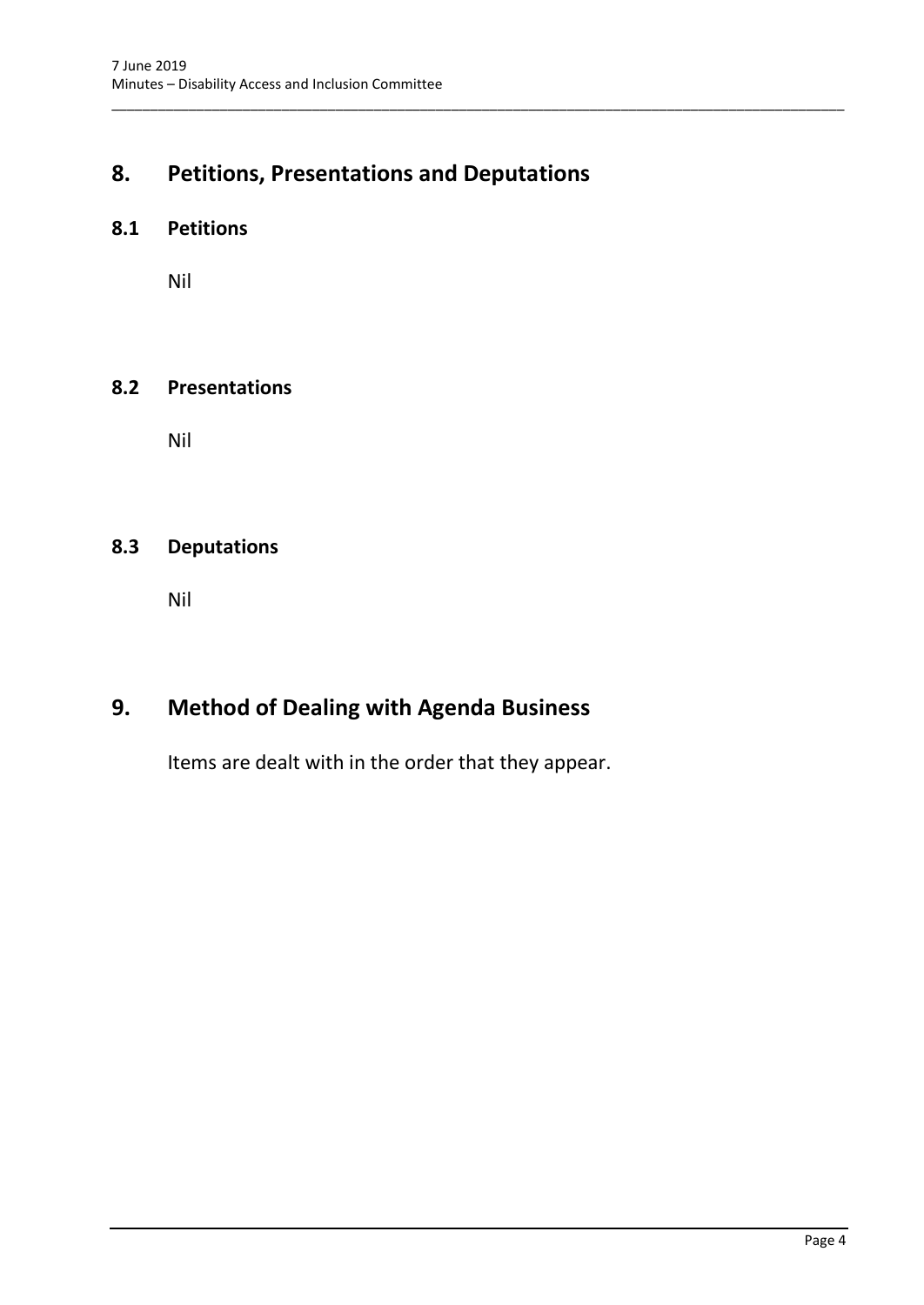# 8. Petitions, Presentations and Deputations

## 8.1 Petitions

Nil

## 8.2 Presentations

Nil

## 8.3 Deputations

Nil

# 9. Method of Dealing with Agenda Business

Items are dealt with in the order that they appear.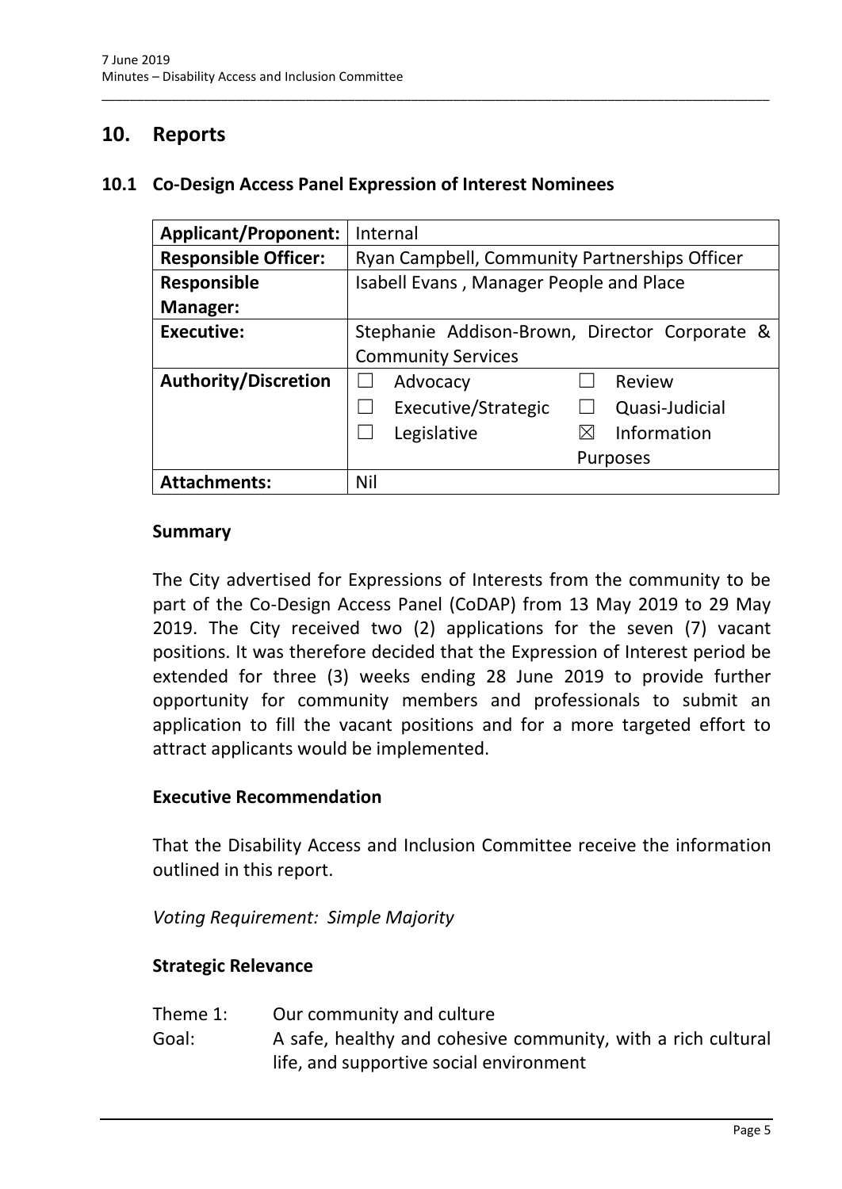## 10. Reports

### 10.1 Co-Design Access Panel Expression of Interest Nominees

| **Applicant/Proponent:** | Internal | |
|---|---|---|
| **Responsible Officer:** | Ryan Campbell, Community Partnerships Officer | |
| **Responsible Manager:** | Isabell Evans , Manager People and Place | |
| **Executive:** | Stephanie Addison-Brown, Director Corporate & Community Services | |
| **Authority/Discretion** | ☐ Advocacy | ☐ Review |
| | ☐ Executive/Strategic | ☐ Quasi-Judicial |
| | ☐ Legislative | ☒ Information Purposes |
| **Attachments:** | Nil | |

#### Summary

The City advertised for Expressions of Interests from the community to be part of the Co-Design Access Panel (CoDAP) from 13 May 2019 to 29 May 2019. The City received two (2) applications for the seven (7) vacant positions. It was therefore decided that the Expression of Interest period be extended for three (3) weeks ending 28 June 2019 to provide further opportunity for community members and professionals to submit an application to fill the vacant positions and for a more targeted effort to attract applicants would be implemented.

#### Executive Recommendation

That the Disability Access and Inclusion Committee receive the information outlined in this report.

*Voting Requirement: Simple Majority*

#### Strategic Relevance

Theme 1: Our community and culture

Goal: A safe, healthy and cohesive community, with a rich cultural life, and supportive social environment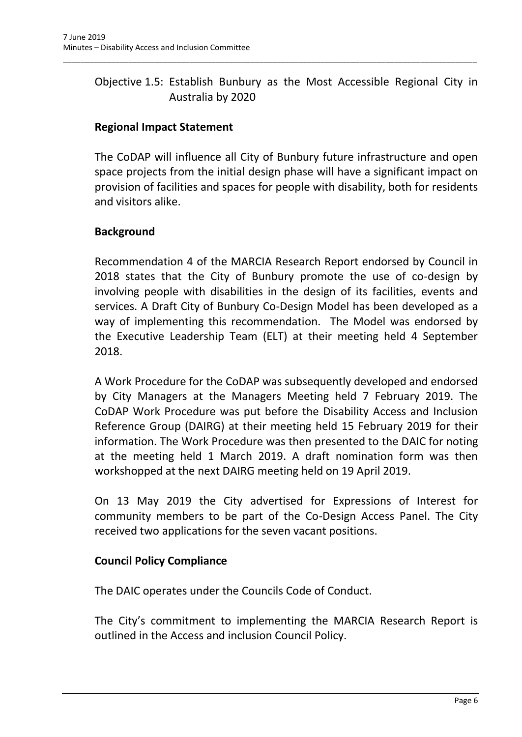Objective 1.5: Establish Bunbury as the Most Accessible Regional City in Australia by 2020

**Regional Impact Statement**

The CoDAP will influence all City of Bunbury future infrastructure and open space projects from the initial design phase will have a significant impact on provision of facilities and spaces for people with disability, both for residents and visitors alike.

**Background**

Recommendation 4 of the MARCIA Research Report endorsed by Council in 2018 states that the City of Bunbury promote the use of co-design by involving people with disabilities in the design of its facilities, events and services. A Draft City of Bunbury Co-Design Model has been developed as a way of implementing this recommendation. The Model was endorsed by the Executive Leadership Team (ELT) at their meeting held 4 September 2018.

A Work Procedure for the CoDAP was subsequently developed and endorsed by City Managers at the Managers Meeting held 7 February 2019. The CoDAP Work Procedure was put before the Disability Access and Inclusion Reference Group (DAIRG) at their meeting held 15 February 2019 for their information. The Work Procedure was then presented to the DAIC for noting at the meeting held 1 March 2019. A draft nomination form was then workshopped at the next DAIRG meeting held on 19 April 2019.

On 13 May 2019 the City advertised for Expressions of Interest for community members to be part of the Co-Design Access Panel. The City received two applications for the seven vacant positions.

**Council Policy Compliance**

The DAIC operates under the Councils Code of Conduct.

The City's commitment to implementing the MARCIA Research Report is outlined in the Access and inclusion Council Policy.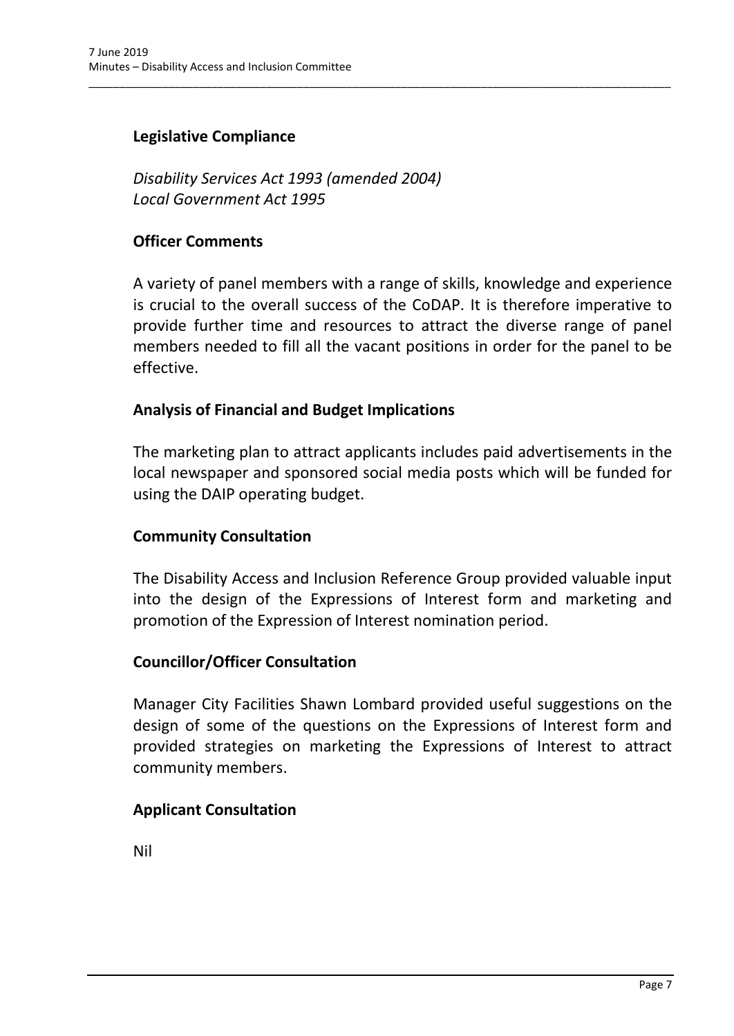## Legislative Compliance

*Disability Services Act 1993 (amended 2004)*
*Local Government Act 1995*

## Officer Comments

A variety of panel members with a range of skills, knowledge and experience is crucial to the overall success of the CoDAP. It is therefore imperative to provide further time and resources to attract the diverse range of panel members needed to fill all the vacant positions in order for the panel to be effective.

## Analysis of Financial and Budget Implications

The marketing plan to attract applicants includes paid advertisements in the local newspaper and sponsored social media posts which will be funded for using the DAIP operating budget.

## Community Consultation

The Disability Access and Inclusion Reference Group provided valuable input into the design of the Expressions of Interest form and marketing and promotion of the Expression of Interest nomination period.

## Councillor/Officer Consultation

Manager City Facilities Shawn Lombard provided useful suggestions on the design of some of the questions on the Expressions of Interest form and provided strategies on marketing the Expressions of Interest to attract community members.

## Applicant Consultation

Nil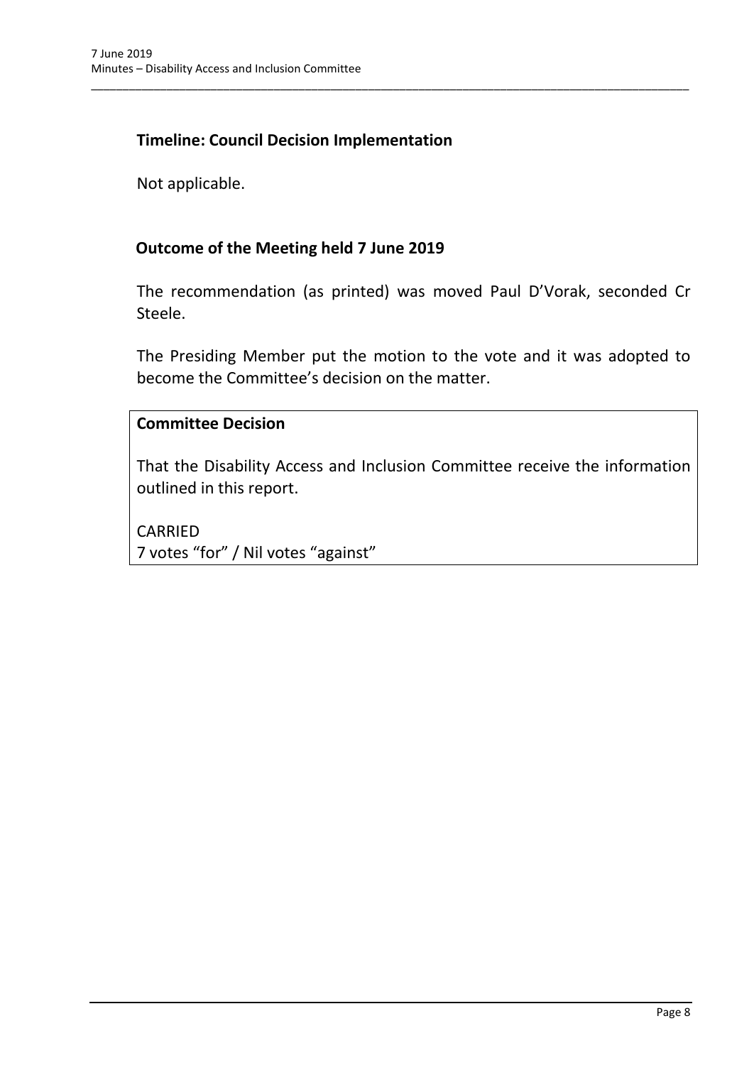## Timeline: Council Decision Implementation

Not applicable.

## Outcome of the Meeting held 7 June 2019

The recommendation (as printed) was moved Paul D'Vorak, seconded Cr Steele.

The Presiding Member put the motion to the vote and it was adopted to become the Committee's decision on the matter.

**Committee Decision**

That the Disability Access and Inclusion Committee receive the information outlined in this report.

CARRIED
7 votes "for" / Nil votes "against"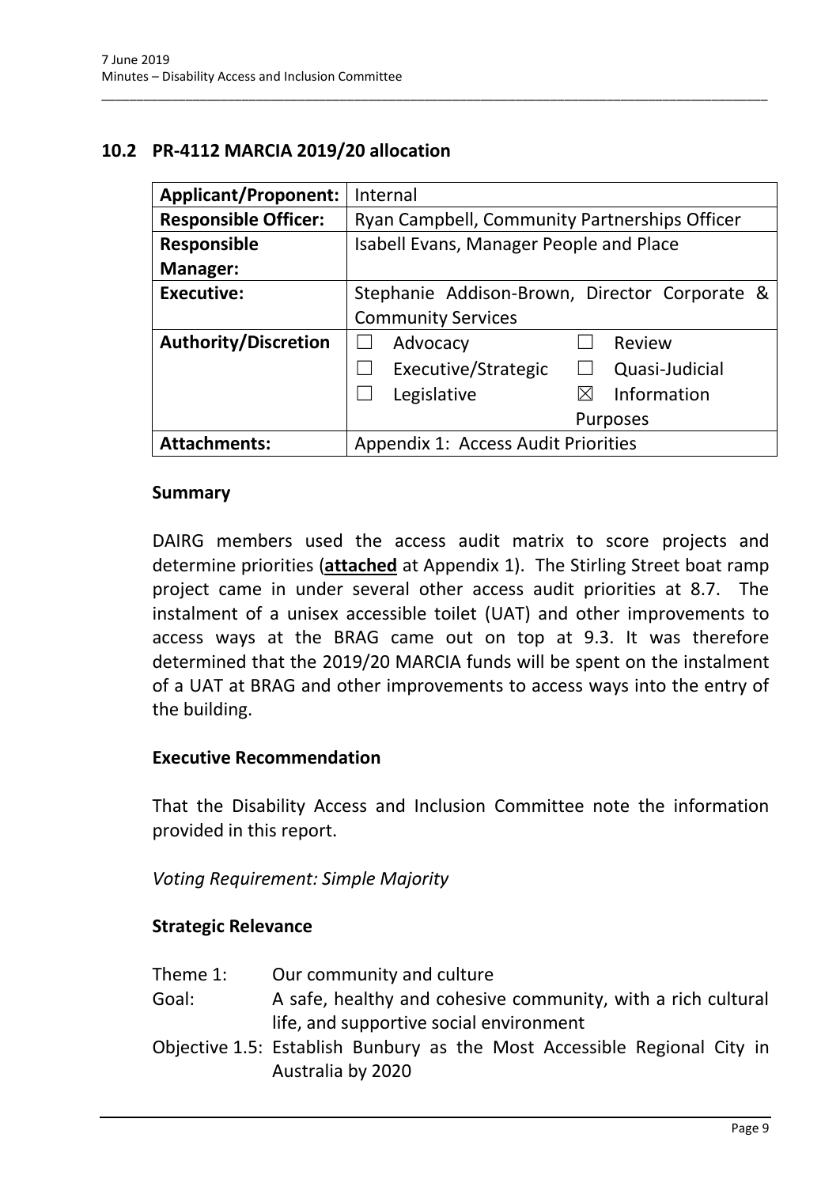## 10.2 PR-4112 MARCIA 2019/20 allocation

| | |
|---|---|
| **Applicant/Proponent:** | Internal |
| **Responsible Officer:** | Ryan Campbell, Community Partnerships Officer |
| **Responsible Manager:** | Isabell Evans, Manager People and Place |
| **Executive:** | Stephanie Addison-Brown, Director Corporate & Community Services |
| **Authority/Discretion** | ☐ Advocacy ☐ Review ☐ Executive/Strategic ☐ Quasi-Judicial ☐ Legislative ☒ Information Purposes |
| **Attachments:** | Appendix 1: Access Audit Priorities |

### Summary

DAIRG members used the access audit matrix to score projects and determine priorities (**attached** at Appendix 1). The Stirling Street boat ramp project came in under several other access audit priorities at 8.7. The instalment of a unisex accessible toilet (UAT) and other improvements to access ways at the BRAG came out on top at 9.3. It was therefore determined that the 2019/20 MARCIA funds will be spent on the instalment of a UAT at BRAG and other improvements to access ways into the entry of the building.

### Executive Recommendation

That the Disability Access and Inclusion Committee note the information provided in this report.

*Voting Requirement: Simple Majority*

### Strategic Relevance

Theme 1: Our community and culture

Goal: A safe, healthy and cohesive community, with a rich cultural life, and supportive social environment

Objective 1.5: Establish Bunbury as the Most Accessible Regional City in Australia by 2020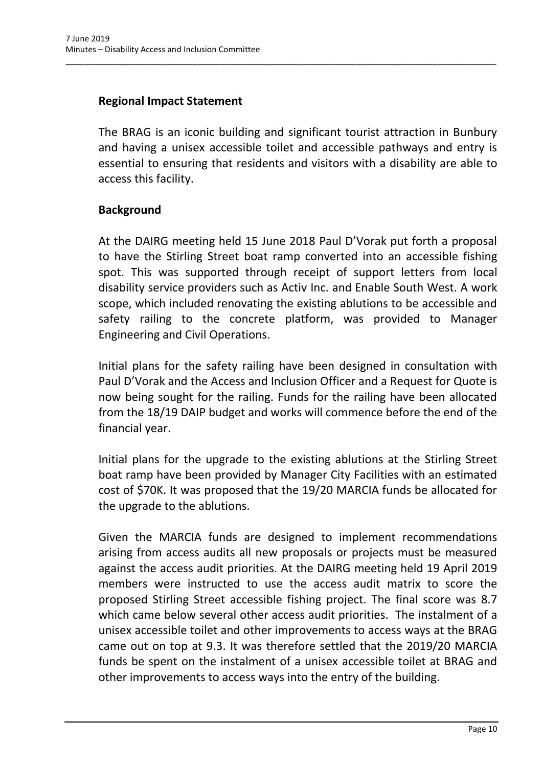## Regional Impact Statement

The BRAG is an iconic building and significant tourist attraction in Bunbury and having a unisex accessible toilet and accessible pathways and entry is essential to ensuring that residents and visitors with a disability are able to access this facility.

## Background

At the DAIRG meeting held 15 June 2018 Paul D'Vorak put forth a proposal to have the Stirling Street boat ramp converted into an accessible fishing spot. This was supported through receipt of support letters from local disability service providers such as Activ Inc. and Enable South West. A work scope, which included renovating the existing ablutions to be accessible and safety railing to the concrete platform, was provided to Manager Engineering and Civil Operations.

Initial plans for the safety railing have been designed in consultation with Paul D'Vorak and the Access and Inclusion Officer and a Request for Quote is now being sought for the railing. Funds for the railing have been allocated from the 18/19 DAIP budget and works will commence before the end of the financial year.

Initial plans for the upgrade to the existing ablutions at the Stirling Street boat ramp have been provided by Manager City Facilities with an estimated cost of $70K. It was proposed that the 19/20 MARCIA funds be allocated for the upgrade to the ablutions.

Given the MARCIA funds are designed to implement recommendations arising from access audits all new proposals or projects must be measured against the access audit priorities. At the DAIRG meeting held 19 April 2019 members were instructed to use the access audit matrix to score the proposed Stirling Street accessible fishing project. The final score was 8.7 which came below several other access audit priorities. The instalment of a unisex accessible toilet and other improvements to access ways at the BRAG came out on top at 9.3. It was therefore settled that the 2019/20 MARCIA funds be spent on the instalment of a unisex accessible toilet at BRAG and other improvements to access ways into the entry of the building.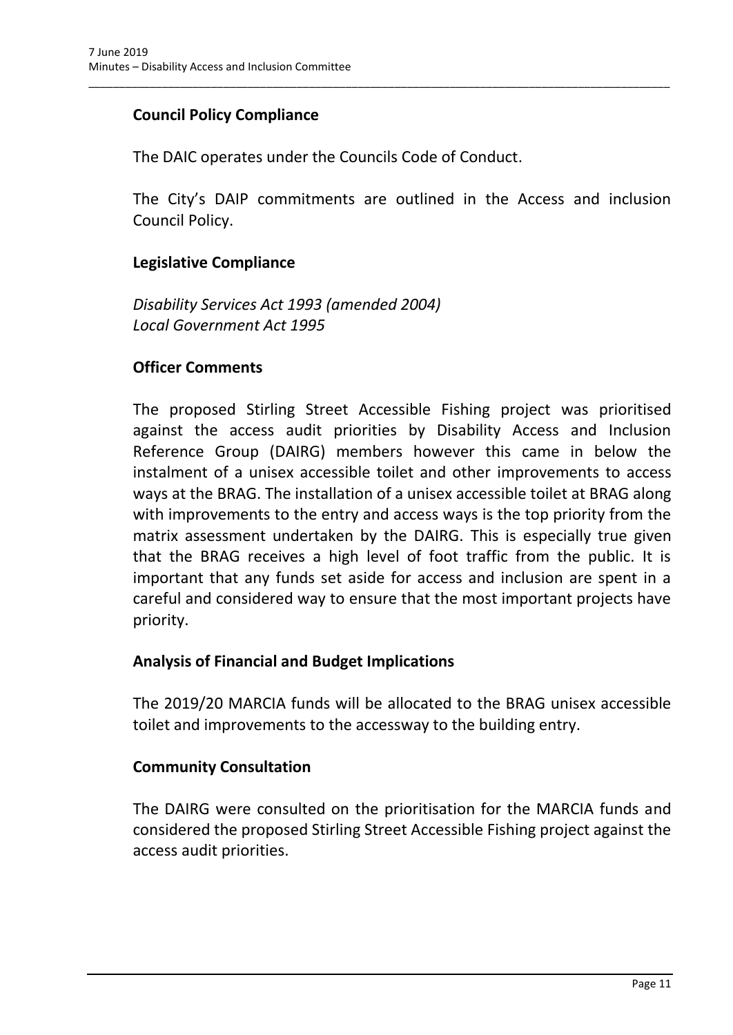### Council Policy Compliance

The DAIC operates under the Councils Code of Conduct.

The City's DAIP commitments are outlined in the Access and inclusion Council Policy.

### Legislative Compliance

*Disability Services Act 1993 (amended 2004)*
*Local Government Act 1995*

### Officer Comments

The proposed Stirling Street Accessible Fishing project was prioritised against the access audit priorities by Disability Access and Inclusion Reference Group (DAIRG) members however this came in below the instalment of a unisex accessible toilet and other improvements to access ways at the BRAG. The installation of a unisex accessible toilet at BRAG along with improvements to the entry and access ways is the top priority from the matrix assessment undertaken by the DAIRG. This is especially true given that the BRAG receives a high level of foot traffic from the public. It is important that any funds set aside for access and inclusion are spent in a careful and considered way to ensure that the most important projects have priority.

### Analysis of Financial and Budget Implications

The 2019/20 MARCIA funds will be allocated to the BRAG unisex accessible toilet and improvements to the accessway to the building entry.

### Community Consultation

The DAIRG were consulted on the prioritisation for the MARCIA funds and considered the proposed Stirling Street Accessible Fishing project against the access audit priorities.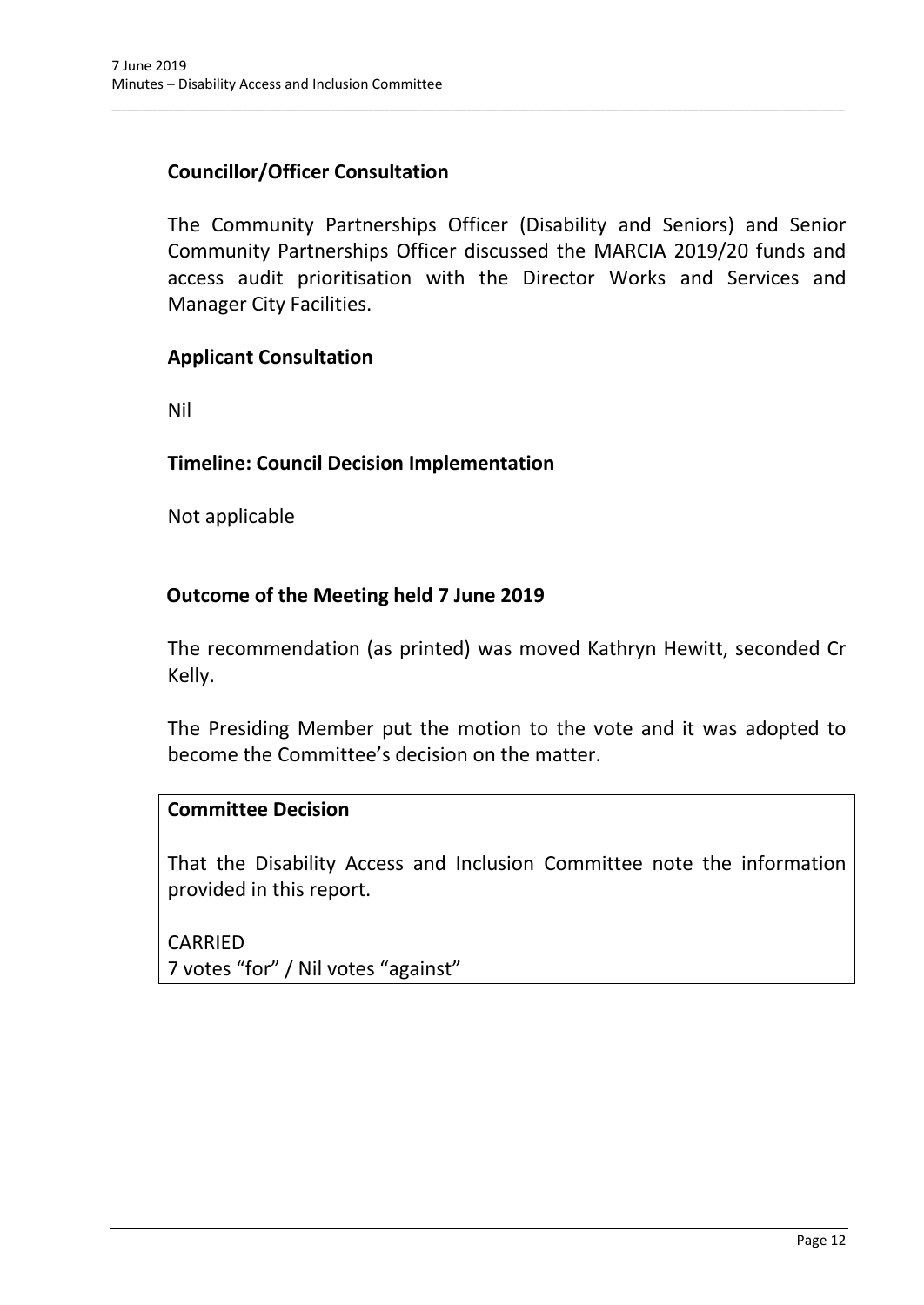**Councillor/Officer Consultation**

The Community Partnerships Officer (Disability and Seniors) and Senior Community Partnerships Officer discussed the MARCIA 2019/20 funds and access audit prioritisation with the Director Works and Services and Manager City Facilities.

**Applicant Consultation**

Nil

**Timeline: Council Decision Implementation**

Not applicable

**Outcome of the Meeting held 7 June 2019**

The recommendation (as printed) was moved Kathryn Hewitt, seconded Cr Kelly.

The Presiding Member put the motion to the vote and it was adopted to become the Committee's decision on the matter.

**Committee Decision**

That the Disability Access and Inclusion Committee note the information provided in this report.

CARRIED
7 votes "for" / Nil votes "against"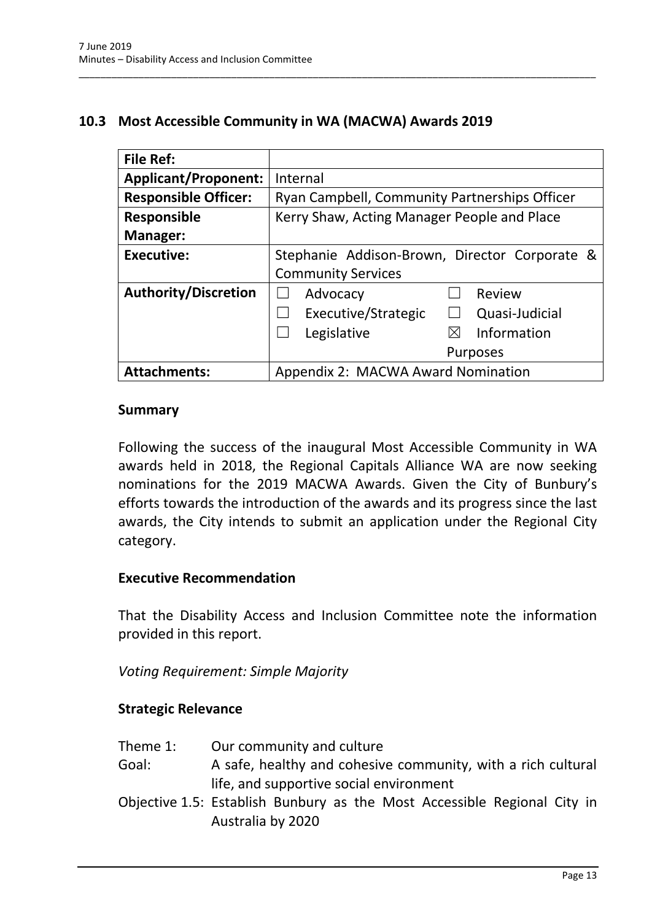## 10.3 Most Accessible Community in WA (MACWA) Awards 2019

| **File Ref:** | |
|---|---|
| **Applicant/Proponent:** | Internal |
| **Responsible Officer:** | Ryan Campbell, Community Partnerships Officer |
| **Responsible Manager:** | Kerry Shaw, Acting Manager People and Place |
| **Executive:** | Stephanie Addison-Brown, Director Corporate & Community Services |
| **Authority/Discretion** | ☐ Advocacy ☐ Review<br>☐ Executive/Strategic ☐ Quasi-Judicial<br>☐ Legislative ☒ Information Purposes |
| **Attachments:** | Appendix 2: MACWA Award Nomination |

### Summary

Following the success of the inaugural Most Accessible Community in WA awards held in 2018, the Regional Capitals Alliance WA are now seeking nominations for the 2019 MACWA Awards. Given the City of Bunbury's efforts towards the introduction of the awards and its progress since the last awards, the City intends to submit an application under the Regional City category.

### Executive Recommendation

That the Disability Access and Inclusion Committee note the information provided in this report.

*Voting Requirement: Simple Majority*

### Strategic Relevance

Theme 1: Our community and culture

Goal: A safe, healthy and cohesive community, with a rich cultural life, and supportive social environment

Objective 1.5: Establish Bunbury as the Most Accessible Regional City in Australia by 2020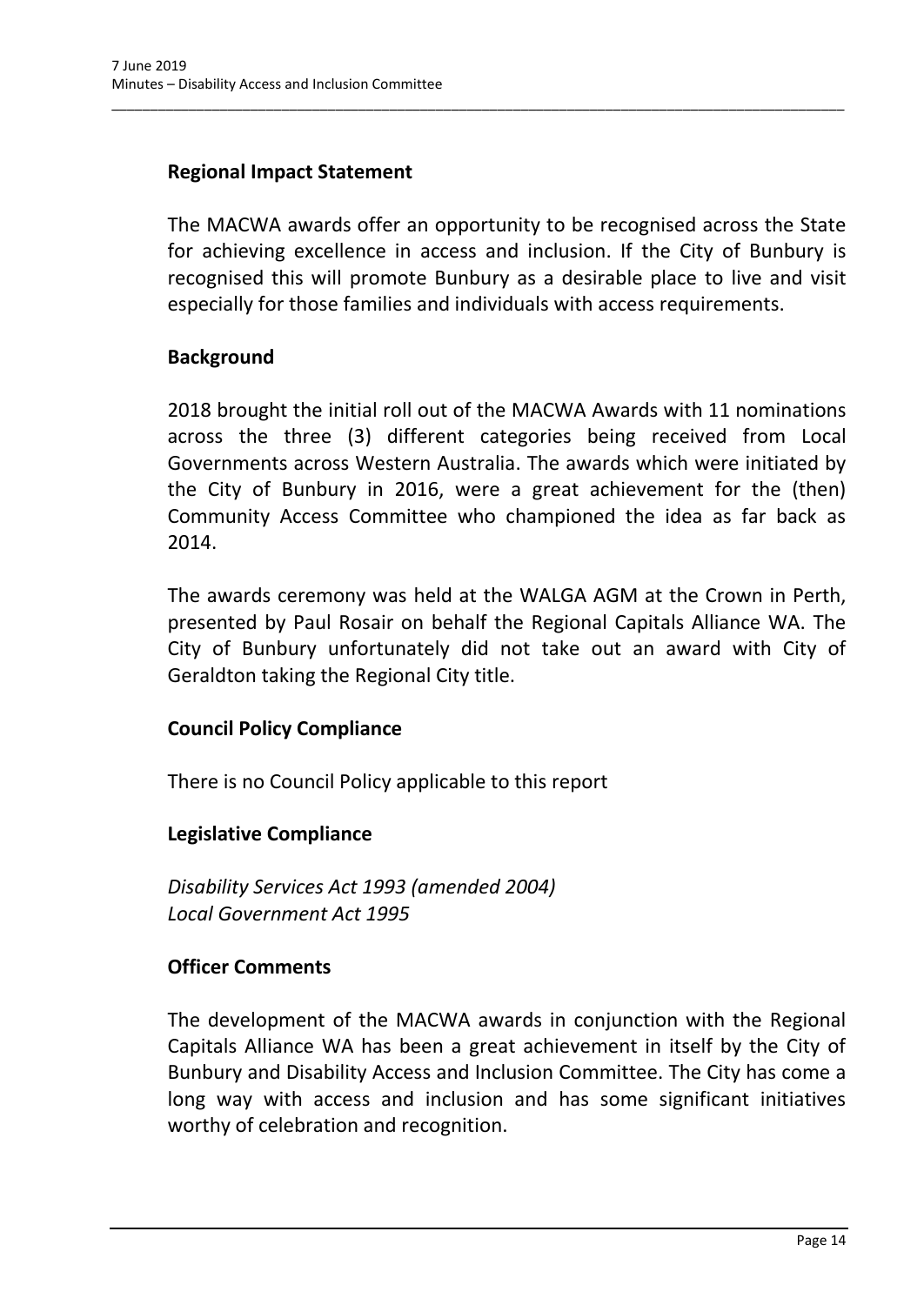### Regional Impact Statement

The MACWA awards offer an opportunity to be recognised across the State for achieving excellence in access and inclusion. If the City of Bunbury is recognised this will promote Bunbury as a desirable place to live and visit especially for those families and individuals with access requirements.

### Background

2018 brought the initial roll out of the MACWA Awards with 11 nominations across the three (3) different categories being received from Local Governments across Western Australia. The awards which were initiated by the City of Bunbury in 2016, were a great achievement for the (then) Community Access Committee who championed the idea as far back as 2014.

The awards ceremony was held at the WALGA AGM at the Crown in Perth, presented by Paul Rosair on behalf the Regional Capitals Alliance WA. The City of Bunbury unfortunately did not take out an award with City of Geraldton taking the Regional City title.

### Council Policy Compliance

There is no Council Policy applicable to this report

### Legislative Compliance

*Disability Services Act 1993 (amended 2004)*
*Local Government Act 1995*

### Officer Comments

The development of the MACWA awards in conjunction with the Regional Capitals Alliance WA has been a great achievement in itself by the City of Bunbury and Disability Access and Inclusion Committee. The City has come a long way with access and inclusion and has some significant initiatives worthy of celebration and recognition.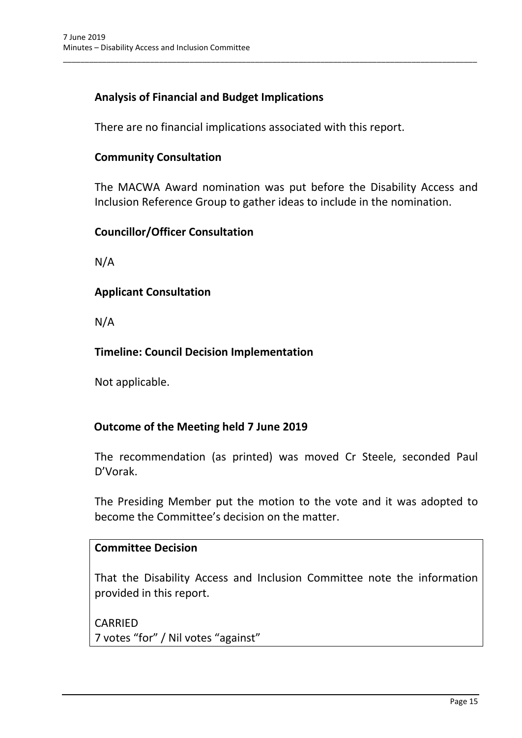## Analysis of Financial and Budget Implications

There are no financial implications associated with this report.

## Community Consultation

The MACWA Award nomination was put before the Disability Access and Inclusion Reference Group to gather ideas to include in the nomination.

## Councillor/Officer Consultation

N/A

## Applicant Consultation

N/A

## Timeline: Council Decision Implementation

Not applicable.

## Outcome of the Meeting held 7 June 2019

The recommendation (as printed) was moved Cr Steele, seconded Paul D'Vorak.

The Presiding Member put the motion to the vote and it was adopted to become the Committee's decision on the matter.

**Committee Decision**

That the Disability Access and Inclusion Committee note the information provided in this report.

CARRIED
7 votes "for" / Nil votes "against"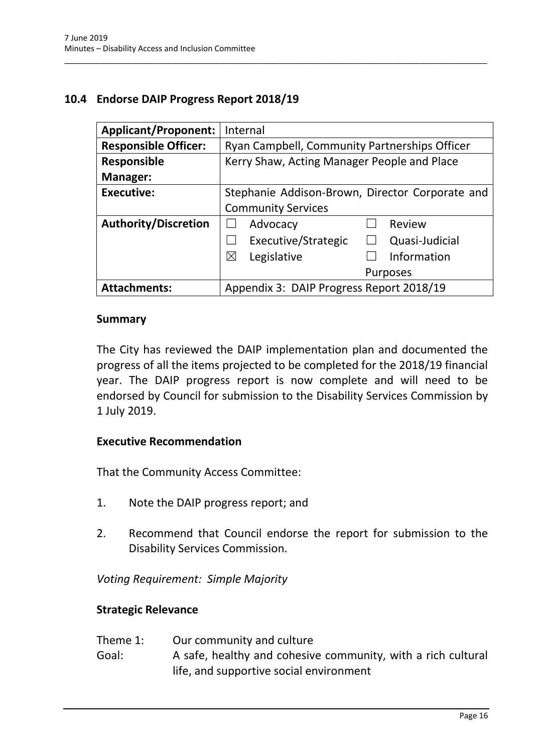## 10.4 Endorse DAIP Progress Report 2018/19

| | |
|---|---|
| **Applicant/Proponent:** | Internal |
| **Responsible Officer:** | Ryan Campbell, Community Partnerships Officer |
| **Responsible Manager:** | Kerry Shaw, Acting Manager People and Place |
| **Executive:** | Stephanie Addison-Brown, Director Corporate and Community Services |
| **Authority/Discretion** | ☐ Advocacy ☐ Review<br>☐ Executive/Strategic ☐ Quasi-Judicial<br>☒ Legislative ☐ Information Purposes |
| **Attachments:** | Appendix 3: DAIP Progress Report 2018/19 |

### Summary

The City has reviewed the DAIP implementation plan and documented the progress of all the items projected to be completed for the 2018/19 financial year. The DAIP progress report is now complete and will need to be endorsed by Council for submission to the Disability Services Commission by 1 July 2019.

### Executive Recommendation

That the Community Access Committee:

1. Note the DAIP progress report; and
2. Recommend that Council endorse the report for submission to the Disability Services Commission.

*Voting Requirement: Simple Majority*

### Strategic Relevance

| | |
|---|---|
| Theme 1: | Our community and culture |
| Goal: | A safe, healthy and cohesive community, with a rich cultural life, and supportive social environment |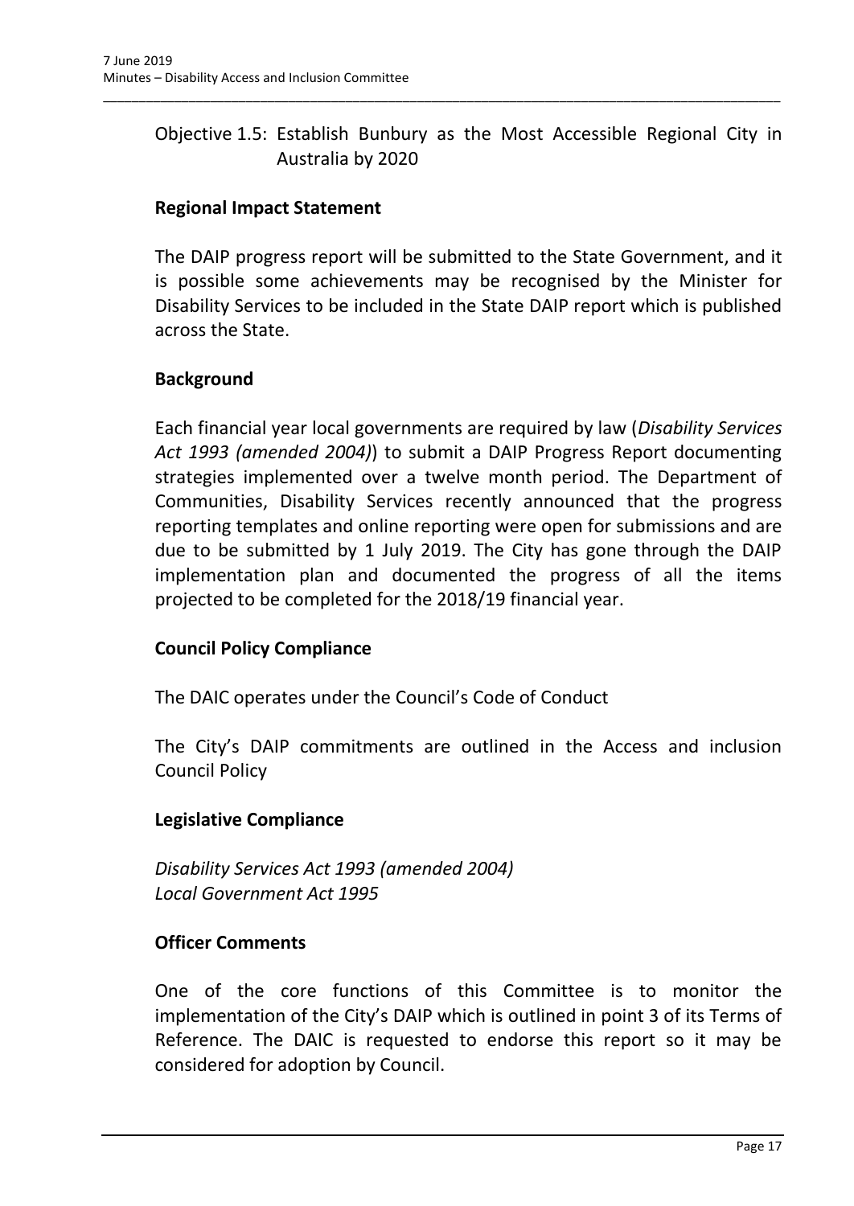Objective 1.5: Establish Bunbury as the Most Accessible Regional City in Australia by 2020

**Regional Impact Statement**

The DAIP progress report will be submitted to the State Government, and it is possible some achievements may be recognised by the Minister for Disability Services to be included in the State DAIP report which is published across the State.

**Background**

Each financial year local governments are required by law (*Disability Services Act 1993 (amended 2004)*) to submit a DAIP Progress Report documenting strategies implemented over a twelve month period. The Department of Communities, Disability Services recently announced that the progress reporting templates and online reporting were open for submissions and are due to be submitted by 1 July 2019. The City has gone through the DAIP implementation plan and documented the progress of all the items projected to be completed for the 2018/19 financial year.

**Council Policy Compliance**

The DAIC operates under the Council's Code of Conduct

The City's DAIP commitments are outlined in the Access and inclusion Council Policy

**Legislative Compliance**

*Disability Services Act 1993 (amended 2004)*
*Local Government Act 1995*

**Officer Comments**

One of the core functions of this Committee is to monitor the implementation of the City's DAIP which is outlined in point 3 of its Terms of Reference. The DAIC is requested to endorse this report so it may be considered for adoption by Council.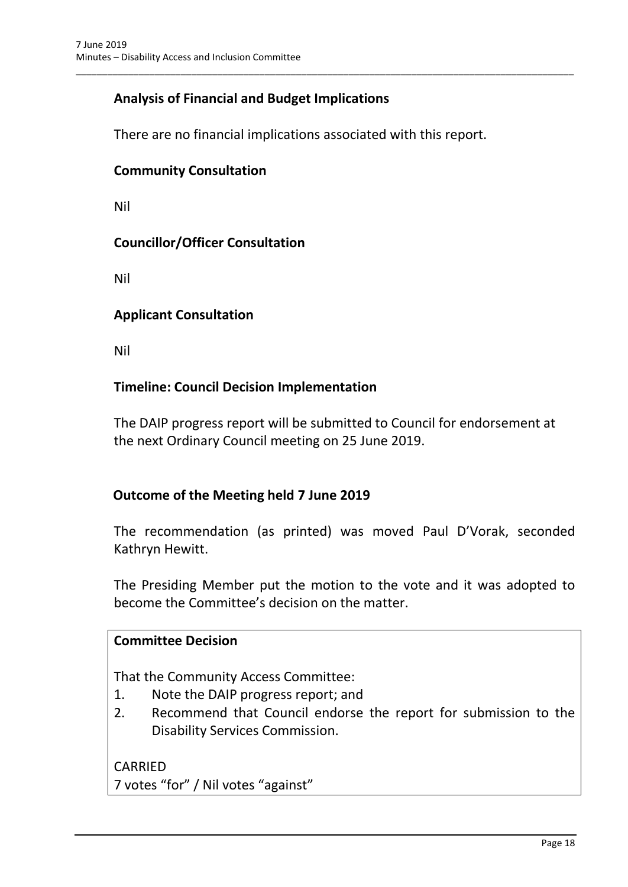### Analysis of Financial and Budget Implications

There are no financial implications associated with this report.

### Community Consultation

Nil

### Councillor/Officer Consultation

Nil

### Applicant Consultation

Nil

### Timeline: Council Decision Implementation

The DAIP progress report will be submitted to Council for endorsement at the next Ordinary Council meeting on 25 June 2019.

### Outcome of the Meeting held 7 June 2019

The recommendation (as printed) was moved Paul D'Vorak, seconded Kathryn Hewitt.

The Presiding Member put the motion to the vote and it was adopted to become the Committee's decision on the matter.

**Committee Decision**

That the Community Access Committee:

1. Note the DAIP progress report; and
2. Recommend that Council endorse the report for submission to the Disability Services Commission.

CARRIED
7 votes "for" / Nil votes "against"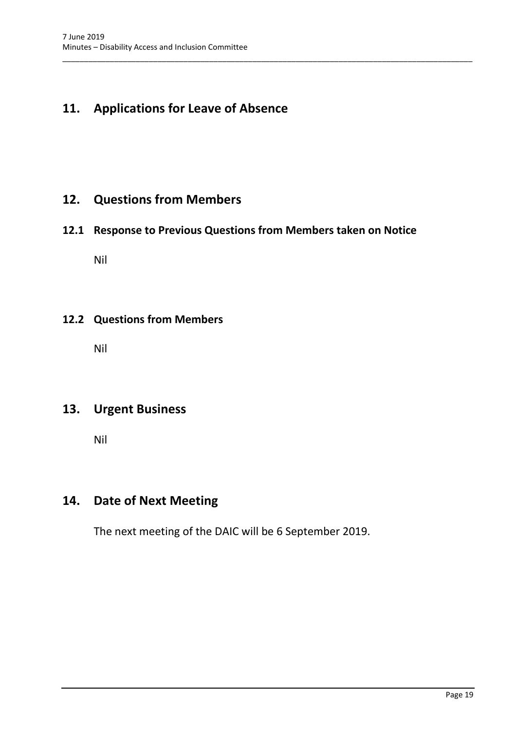## 11. Applications for Leave of Absence

## 12. Questions from Members

### 12.1 Response to Previous Questions from Members taken on Notice

Nil

### 12.2 Questions from Members

Nil

## 13. Urgent Business

Nil

## 14. Date of Next Meeting

The next meeting of the DAIC will be 6 September 2019.